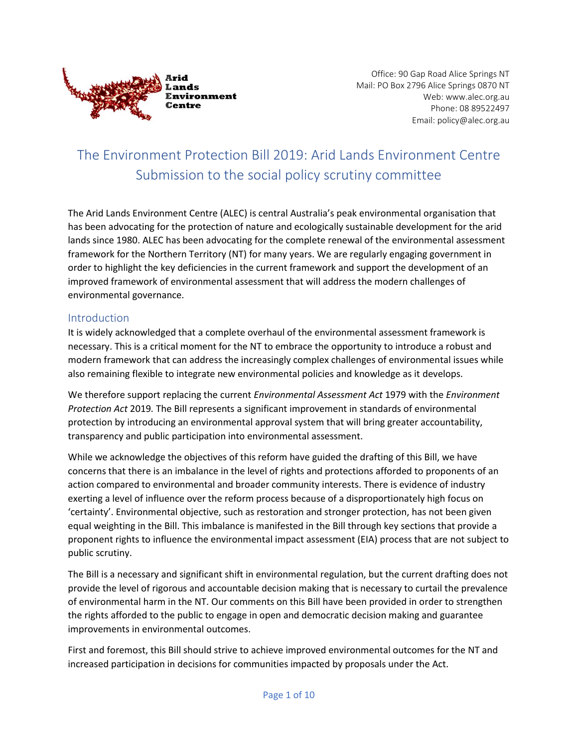Arid Lands Environment Centre

Office: 90 Gap Road Alice Springs NT
Mail: PO Box 2796 Alice Springs 0870 NT
Web: www.alec.org.au
Phone: 08 89522497
Email: policy@alec.org.au

# The Environment Protection Bill 2019: Arid Lands Environment Centre Submission to the social policy scrutiny committee

The Arid Lands Environment Centre (ALEC) is central Australia's peak environmental organisation that has been advocating for the protection of nature and ecologically sustainable development for the arid lands since 1980. ALEC has been advocating for the complete renewal of the environmental assessment framework for the Northern Territory (NT) for many years. We are regularly engaging government in order to highlight the key deficiencies in the current framework and support the development of an improved framework of environmental assessment that will address the modern challenges of environmental governance.

## Introduction

It is widely acknowledged that a complete overhaul of the environmental assessment framework is necessary. This is a critical moment for the NT to embrace the opportunity to introduce a robust and modern framework that can address the increasingly complex challenges of environmental issues while also remaining flexible to integrate new environmental policies and knowledge as it develops.

We therefore support replacing the current *Environmental Assessment Act* 1979 with the *Environment Protection Act* 2019. The Bill represents a significant improvement in standards of environmental protection by introducing an environmental approval system that will bring greater accountability, transparency and public participation into environmental assessment.

While we acknowledge the objectives of this reform have guided the drafting of this Bill, we have concerns that there is an imbalance in the level of rights and protections afforded to proponents of an action compared to environmental and broader community interests. There is evidence of industry exerting a level of influence over the reform process because of a disproportionately high focus on 'certainty'. Environmental objective, such as restoration and stronger protection, has not been given equal weighting in the Bill. This imbalance is manifested in the Bill through key sections that provide a proponent rights to influence the environmental impact assessment (EIA) process that are not subject to public scrutiny.

The Bill is a necessary and significant shift in environmental regulation, but the current drafting does not provide the level of rigorous and accountable decision making that is necessary to curtail the prevalence of environmental harm in the NT. Our comments on this Bill have been provided in order to strengthen the rights afforded to the public to engage in open and democratic decision making and guarantee improvements in environmental outcomes.

First and foremost, this Bill should strive to achieve improved environmental outcomes for the NT and increased participation in decisions for communities impacted by proposals under the Act.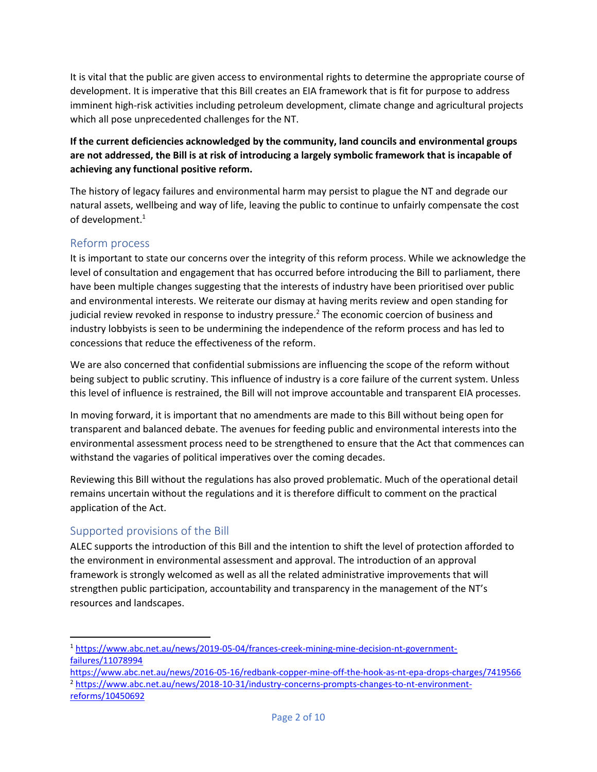It is vital that the public are given access to environmental rights to determine the appropriate course of development. It is imperative that this Bill creates an EIA framework that is fit for purpose to address imminent high-risk activities including petroleum development, climate change and agricultural projects which all pose unprecedented challenges for the NT.

**If the current deficiencies acknowledged by the community, land councils and environmental groups are not addressed, the Bill is at risk of introducing a largely symbolic framework that is incapable of achieving any functional positive reform.**

The history of legacy failures and environmental harm may persist to plague the NT and degrade our natural assets, wellbeing and way of life, leaving the public to continue to unfairly compensate the cost of development.[1]

## Reform process

It is important to state our concerns over the integrity of this reform process. While we acknowledge the level of consultation and engagement that has occurred before introducing the Bill to parliament, there have been multiple changes suggesting that the interests of industry have been prioritised over public and environmental interests. We reiterate our dismay at having merits review and open standing for judicial review revoked in response to industry pressure.[2] The economic coercion of business and industry lobbyists is seen to be undermining the independence of the reform process and has led to concessions that reduce the effectiveness of the reform.

We are also concerned that confidential submissions are influencing the scope of the reform without being subject to public scrutiny. This influence of industry is a core failure of the current system. Unless this level of influence is restrained, the Bill will not improve accountable and transparent EIA processes.

In moving forward, it is important that no amendments are made to this Bill without being open for transparent and balanced debate. The avenues for feeding public and environmental interests into the environmental assessment process need to be strengthened to ensure that the Act that commences can withstand the vagaries of political imperatives over the coming decades.

Reviewing this Bill without the regulations has also proved problematic. Much of the operational detail remains uncertain without the regulations and it is therefore difficult to comment on the practical application of the Act.

## Supported provisions of the Bill

ALEC supports the introduction of this Bill and the intention to shift the level of protection afforded to the environment in environmental assessment and approval. The introduction of an approval framework is strongly welcomed as well as all the related administrative improvements that will strengthen public participation, accountability and transparency in the management of the NT's resources and landscapes.

---

[1] https://www.abc.net.au/news/2019-05-04/frances-creek-mining-mine-decision-nt-government-failures/11078994
https://www.abc.net.au/news/2016-05-16/redbank-copper-mine-off-the-hook-as-nt-epa-drops-charges/7419566

[2] https://www.abc.net.au/news/2018-10-31/industry-concerns-prompts-changes-to-nt-environment-reforms/10450692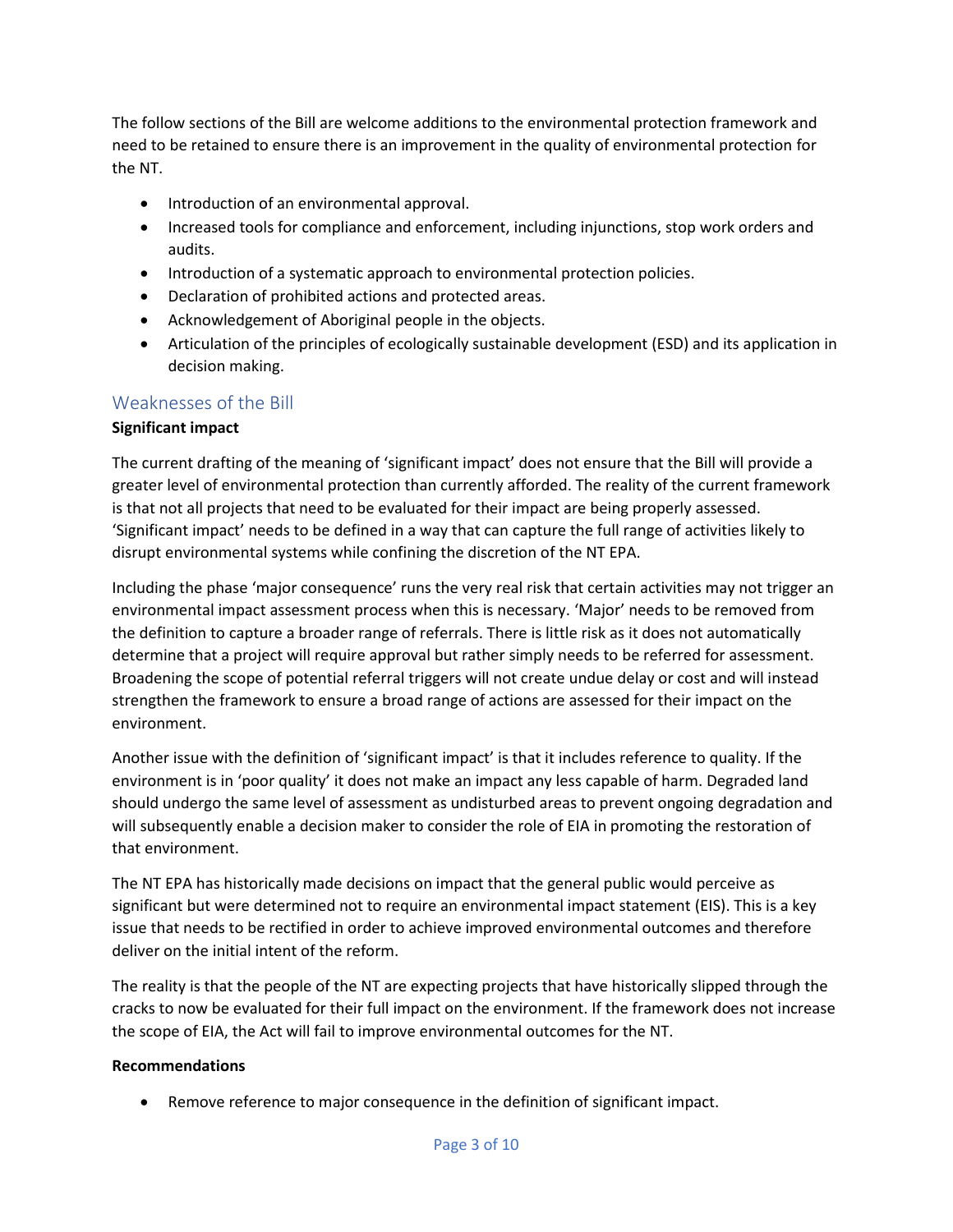The follow sections of the Bill are welcome additions to the environmental protection framework and need to be retained to ensure there is an improvement in the quality of environmental protection for the NT.

- Introduction of an environmental approval.
- Increased tools for compliance and enforcement, including injunctions, stop work orders and audits.
- Introduction of a systematic approach to environmental protection policies.
- Declaration of prohibited actions and protected areas.
- Acknowledgement of Aboriginal people in the objects.
- Articulation of the principles of ecologically sustainable development (ESD) and its application in decision making.

## Weaknesses of the Bill

**Significant impact**

The current drafting of the meaning of 'significant impact' does not ensure that the Bill will provide a greater level of environmental protection than currently afforded. The reality of the current framework is that not all projects that need to be evaluated for their impact are being properly assessed. 'Significant impact' needs to be defined in a way that can capture the full range of activities likely to disrupt environmental systems while confining the discretion of the NT EPA.

Including the phase 'major consequence' runs the very real risk that certain activities may not trigger an environmental impact assessment process when this is necessary. 'Major' needs to be removed from the definition to capture a broader range of referrals. There is little risk as it does not automatically determine that a project will require approval but rather simply needs to be referred for assessment. Broadening the scope of potential referral triggers will not create undue delay or cost and will instead strengthen the framework to ensure a broad range of actions are assessed for their impact on the environment.

Another issue with the definition of 'significant impact' is that it includes reference to quality. If the environment is in 'poor quality' it does not make an impact any less capable of harm. Degraded land should undergo the same level of assessment as undisturbed areas to prevent ongoing degradation and will subsequently enable a decision maker to consider the role of EIA in promoting the restoration of that environment.

The NT EPA has historically made decisions on impact that the general public would perceive as significant but were determined not to require an environmental impact statement (EIS). This is a key issue that needs to be rectified in order to achieve improved environmental outcomes and therefore deliver on the initial intent of the reform.

The reality is that the people of the NT are expecting projects that have historically slipped through the cracks to now be evaluated for their full impact on the environment. If the framework does not increase the scope of EIA, the Act will fail to improve environmental outcomes for the NT.

**Recommendations**

- Remove reference to major consequence in the definition of significant impact.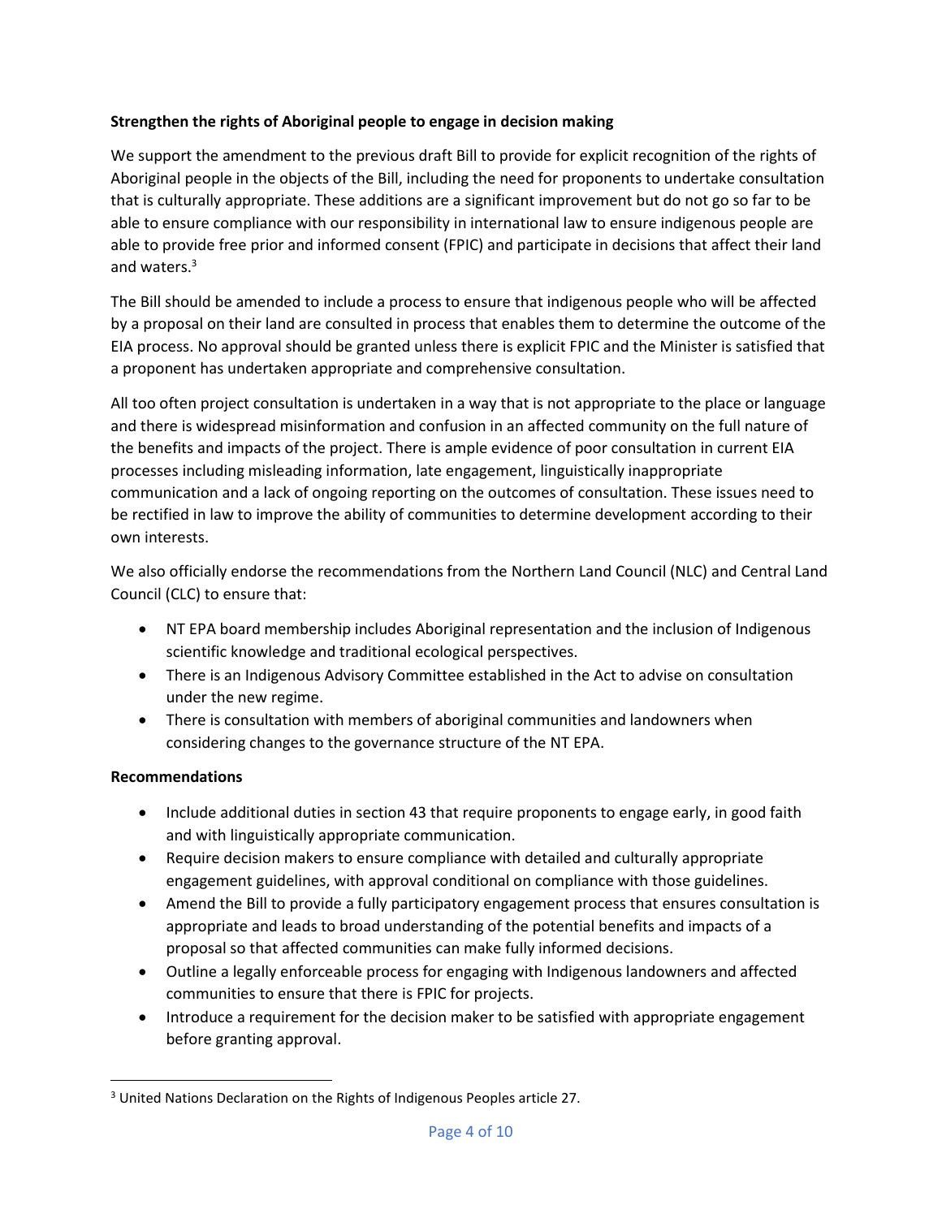**Strengthen the rights of Aboriginal people to engage in decision making**

We support the amendment to the previous draft Bill to provide for explicit recognition of the rights of Aboriginal people in the objects of the Bill, including the need for proponents to undertake consultation that is culturally appropriate. These additions are a significant improvement but do not go so far to be able to ensure compliance with our responsibility in international law to ensure indigenous people are able to provide free prior and informed consent (FPIC) and participate in decisions that affect their land and waters.[3]

The Bill should be amended to include a process to ensure that indigenous people who will be affected by a proposal on their land are consulted in process that enables them to determine the outcome of the EIA process. No approval should be granted unless there is explicit FPIC and the Minister is satisfied that a proponent has undertaken appropriate and comprehensive consultation.

All too often project consultation is undertaken in a way that is not appropriate to the place or language and there is widespread misinformation and confusion in an affected community on the full nature of the benefits and impacts of the project. There is ample evidence of poor consultation in current EIA processes including misleading information, late engagement, linguistically inappropriate communication and a lack of ongoing reporting on the outcomes of consultation. These issues need to be rectified in law to improve the ability of communities to determine development according to their own interests.

We also officially endorse the recommendations from the Northern Land Council (NLC) and Central Land Council (CLC) to ensure that:

- NT EPA board membership includes Aboriginal representation and the inclusion of Indigenous scientific knowledge and traditional ecological perspectives.
- There is an Indigenous Advisory Committee established in the Act to advise on consultation under the new regime.
- There is consultation with members of aboriginal communities and landowners when considering changes to the governance structure of the NT EPA.

**Recommendations**

- Include additional duties in section 43 that require proponents to engage early, in good faith and with linguistically appropriate communication.
- Require decision makers to ensure compliance with detailed and culturally appropriate engagement guidelines, with approval conditional on compliance with those guidelines.
- Amend the Bill to provide a fully participatory engagement process that ensures consultation is appropriate and leads to broad understanding of the potential benefits and impacts of a proposal so that affected communities can make fully informed decisions.
- Outline a legally enforceable process for engaging with Indigenous landowners and affected communities to ensure that there is FPIC for projects.
- Introduce a requirement for the decision maker to be satisfied with appropriate engagement before granting approval.

[3] United Nations Declaration on the Rights of Indigenous Peoples article 27.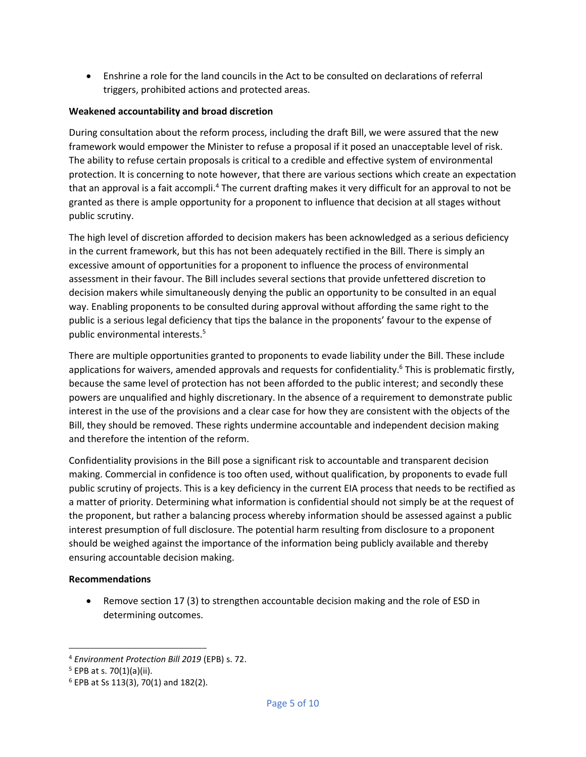- Enshrine a role for the land councils in the Act to be consulted on declarations of referral triggers, prohibited actions and protected areas.

**Weakened accountability and broad discretion**

During consultation about the reform process, including the draft Bill, we were assured that the new framework would empower the Minister to refuse a proposal if it posed an unacceptable level of risk. The ability to refuse certain proposals is critical to a credible and effective system of environmental protection. It is concerning to note however, that there are various sections which create an expectation that an approval is a fait accompli.[4] The current drafting makes it very difficult for an approval to not be granted as there is ample opportunity for a proponent to influence that decision at all stages without public scrutiny.

The high level of discretion afforded to decision makers has been acknowledged as a serious deficiency in the current framework, but this has not been adequately rectified in the Bill. There is simply an excessive amount of opportunities for a proponent to influence the process of environmental assessment in their favour. The Bill includes several sections that provide unfettered discretion to decision makers while simultaneously denying the public an opportunity to be consulted in an equal way. Enabling proponents to be consulted during approval without affording the same right to the public is a serious legal deficiency that tips the balance in the proponents' favour to the expense of public environmental interests.[5]

There are multiple opportunities granted to proponents to evade liability under the Bill. These include applications for waivers, amended approvals and requests for confidentiality.[6] This is problematic firstly, because the same level of protection has not been afforded to the public interest; and secondly these powers are unqualified and highly discretionary. In the absence of a requirement to demonstrate public interest in the use of the provisions and a clear case for how they are consistent with the objects of the Bill, they should be removed. These rights undermine accountable and independent decision making and therefore the intention of the reform.

Confidentiality provisions in the Bill pose a significant risk to accountable and transparent decision making. Commercial in confidence is too often used, without qualification, by proponents to evade full public scrutiny of projects. This is a key deficiency in the current EIA process that needs to be rectified as a matter of priority. Determining what information is confidential should not simply be at the request of the proponent, but rather a balancing process whereby information should be assessed against a public interest presumption of full disclosure. The potential harm resulting from disclosure to a proponent should be weighed against the importance of the information being publicly available and thereby ensuring accountable decision making.

**Recommendations**

- Remove section 17 (3) to strengthen accountable decision making and the role of ESD in determining outcomes.

---

[4] *Environment Protection Bill 2019* (EPB) s. 72.

[5] EPB at s. 70(1)(a)(ii).

[6] EPB at Ss 113(3), 70(1) and 182(2).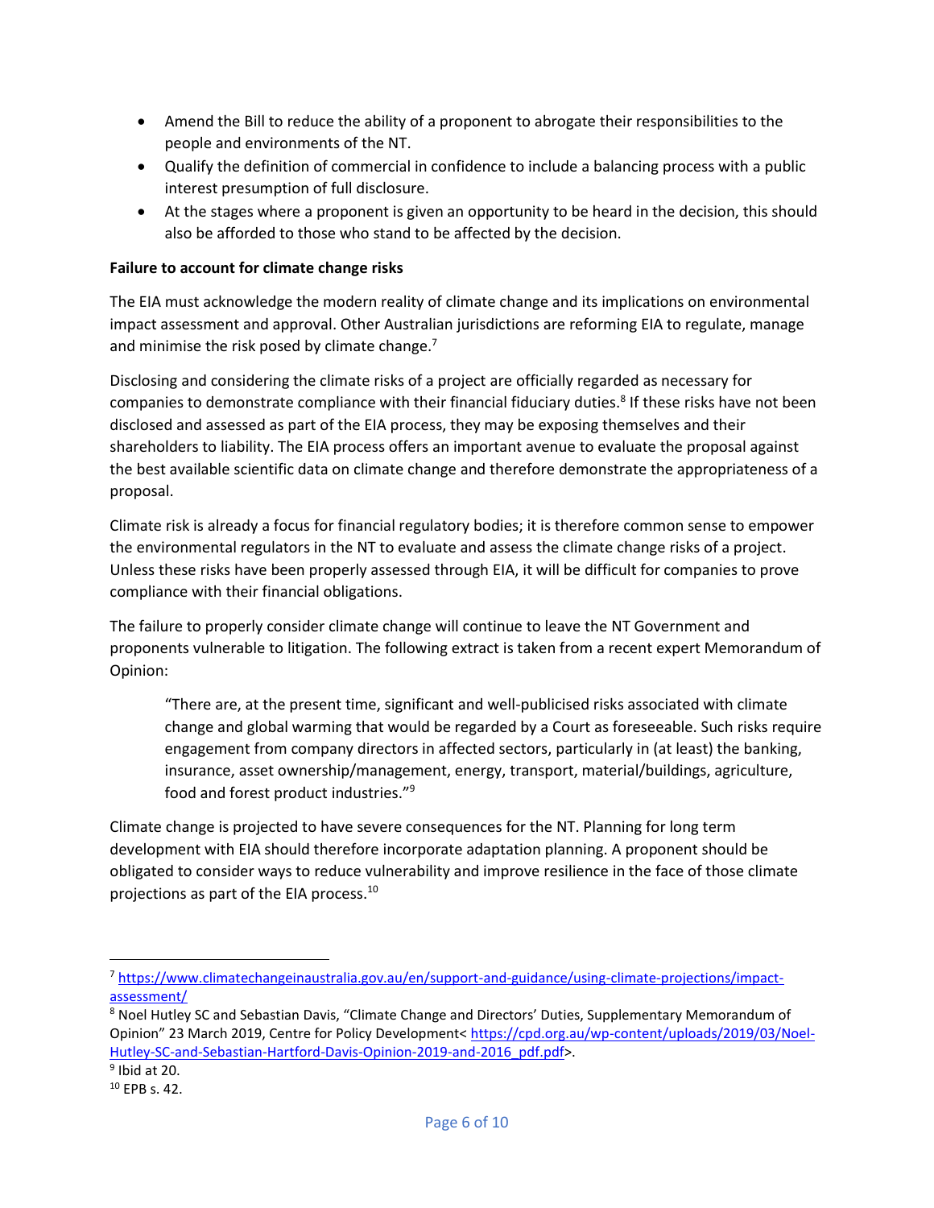- Amend the Bill to reduce the ability of a proponent to abrogate their responsibilities to the people and environments of the NT.
- Qualify the definition of commercial in confidence to include a balancing process with a public interest presumption of full disclosure.
- At the stages where a proponent is given an opportunity to be heard in the decision, this should also be afforded to those who stand to be affected by the decision.

**Failure to account for climate change risks**

The EIA must acknowledge the modern reality of climate change and its implications on environmental impact assessment and approval. Other Australian jurisdictions are reforming EIA to regulate, manage and minimise the risk posed by climate change.[7]

Disclosing and considering the climate risks of a project are officially regarded as necessary for companies to demonstrate compliance with their financial fiduciary duties.[8] If these risks have not been disclosed and assessed as part of the EIA process, they may be exposing themselves and their shareholders to liability. The EIA process offers an important avenue to evaluate the proposal against the best available scientific data on climate change and therefore demonstrate the appropriateness of a proposal.

Climate risk is already a focus for financial regulatory bodies; it is therefore common sense to empower the environmental regulators in the NT to evaluate and assess the climate change risks of a project. Unless these risks have been properly assessed through EIA, it will be difficult for companies to prove compliance with their financial obligations.

The failure to properly consider climate change will continue to leave the NT Government and proponents vulnerable to litigation. The following extract is taken from a recent expert Memorandum of Opinion:

> "There are, at the present time, significant and well-publicised risks associated with climate change and global warming that would be regarded by a Court as foreseeable. Such risks require engagement from company directors in affected sectors, particularly in (at least) the banking, insurance, asset ownership/management, energy, transport, material/buildings, agriculture, food and forest product industries."[9]

Climate change is projected to have severe consequences for the NT. Planning for long term development with EIA should therefore incorporate adaptation planning. A proponent should be obligated to consider ways to reduce vulnerability and improve resilience in the face of those climate projections as part of the EIA process.[10]

---

[7] https://www.climatechangeinaustralia.gov.au/en/support-and-guidance/using-climate-projections/impact-assessment/

[8] Noel Hutley SC and Sebastian Davis, "Climate Change and Directors' Duties, Supplementary Memorandum of Opinion" 23 March 2019, Centre for Policy Development< https://cpd.org.au/wp-content/uploads/2019/03/Noel-Hutley-SC-and-Sebastian-Hartford-Davis-Opinion-2019-and-2016_pdf.pdf>.

[9] Ibid at 20.

[10] EPB s. 42.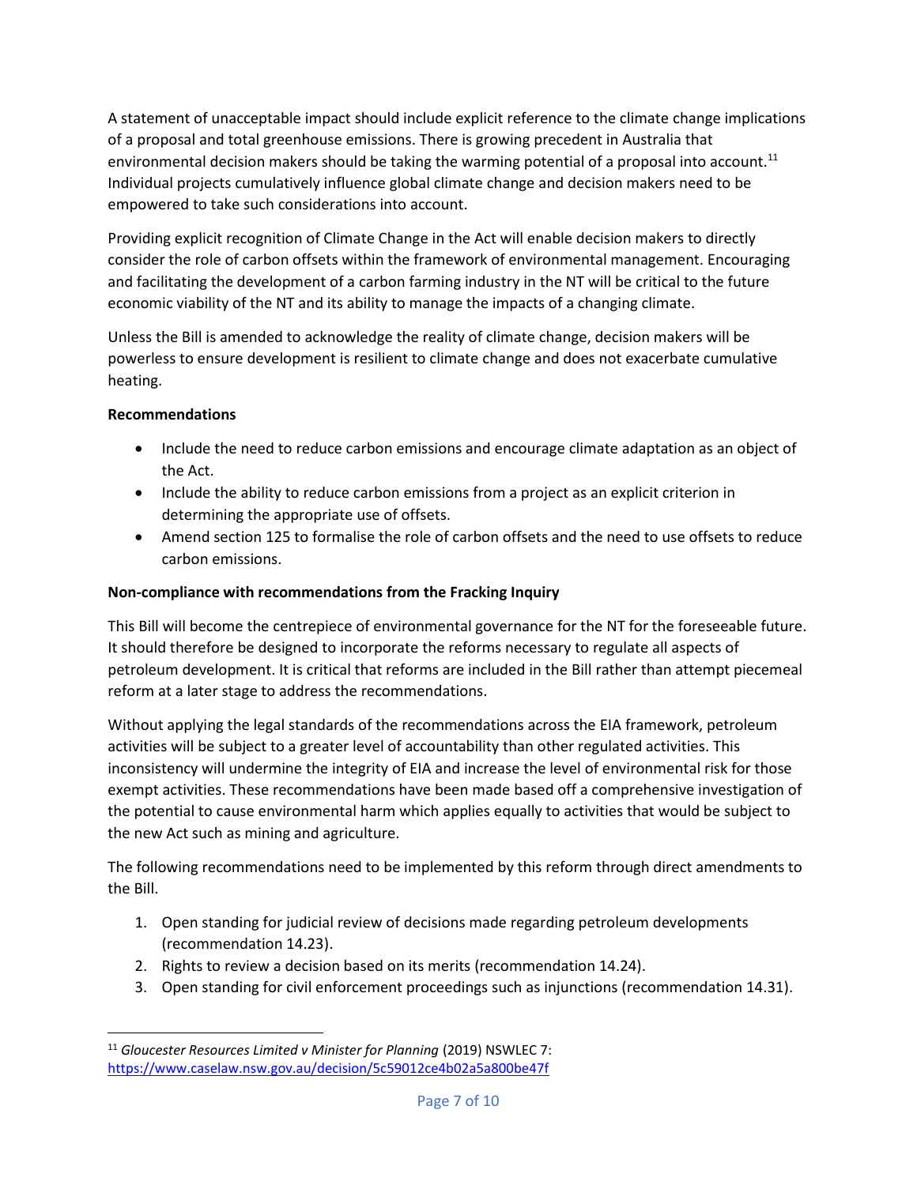A statement of unacceptable impact should include explicit reference to the climate change implications of a proposal and total greenhouse emissions. There is growing precedent in Australia that environmental decision makers should be taking the warming potential of a proposal into account.[11] Individual projects cumulatively influence global climate change and decision makers need to be empowered to take such considerations into account.

Providing explicit recognition of Climate Change in the Act will enable decision makers to directly consider the role of carbon offsets within the framework of environmental management. Encouraging and facilitating the development of a carbon farming industry in the NT will be critical to the future economic viability of the NT and its ability to manage the impacts of a changing climate.

Unless the Bill is amended to acknowledge the reality of climate change, decision makers will be powerless to ensure development is resilient to climate change and does not exacerbate cumulative heating.

**Recommendations**

- Include the need to reduce carbon emissions and encourage climate adaptation as an object of the Act.
- Include the ability to reduce carbon emissions from a project as an explicit criterion in determining the appropriate use of offsets.
- Amend section 125 to formalise the role of carbon offsets and the need to use offsets to reduce carbon emissions.

**Non-compliance with recommendations from the Fracking Inquiry**

This Bill will become the centrepiece of environmental governance for the NT for the foreseeable future. It should therefore be designed to incorporate the reforms necessary to regulate all aspects of petroleum development. It is critical that reforms are included in the Bill rather than attempt piecemeal reform at a later stage to address the recommendations.

Without applying the legal standards of the recommendations across the EIA framework, petroleum activities will be subject to a greater level of accountability than other regulated activities. This inconsistency will undermine the integrity of EIA and increase the level of environmental risk for those exempt activities. These recommendations have been made based off a comprehensive investigation of the potential to cause environmental harm which applies equally to activities that would be subject to the new Act such as mining and agriculture.

The following recommendations need to be implemented by this reform through direct amendments to the Bill.

1. Open standing for judicial review of decisions made regarding petroleum developments (recommendation 14.23).
2. Rights to review a decision based on its merits (recommendation 14.24).
3. Open standing for civil enforcement proceedings such as injunctions (recommendation 14.31).

---

[11] *Gloucester Resources Limited v Minister for Planning* (2019) NSWLEC 7: https://www.caselaw.nsw.gov.au/decision/5c59012ce4b02a5a800be47f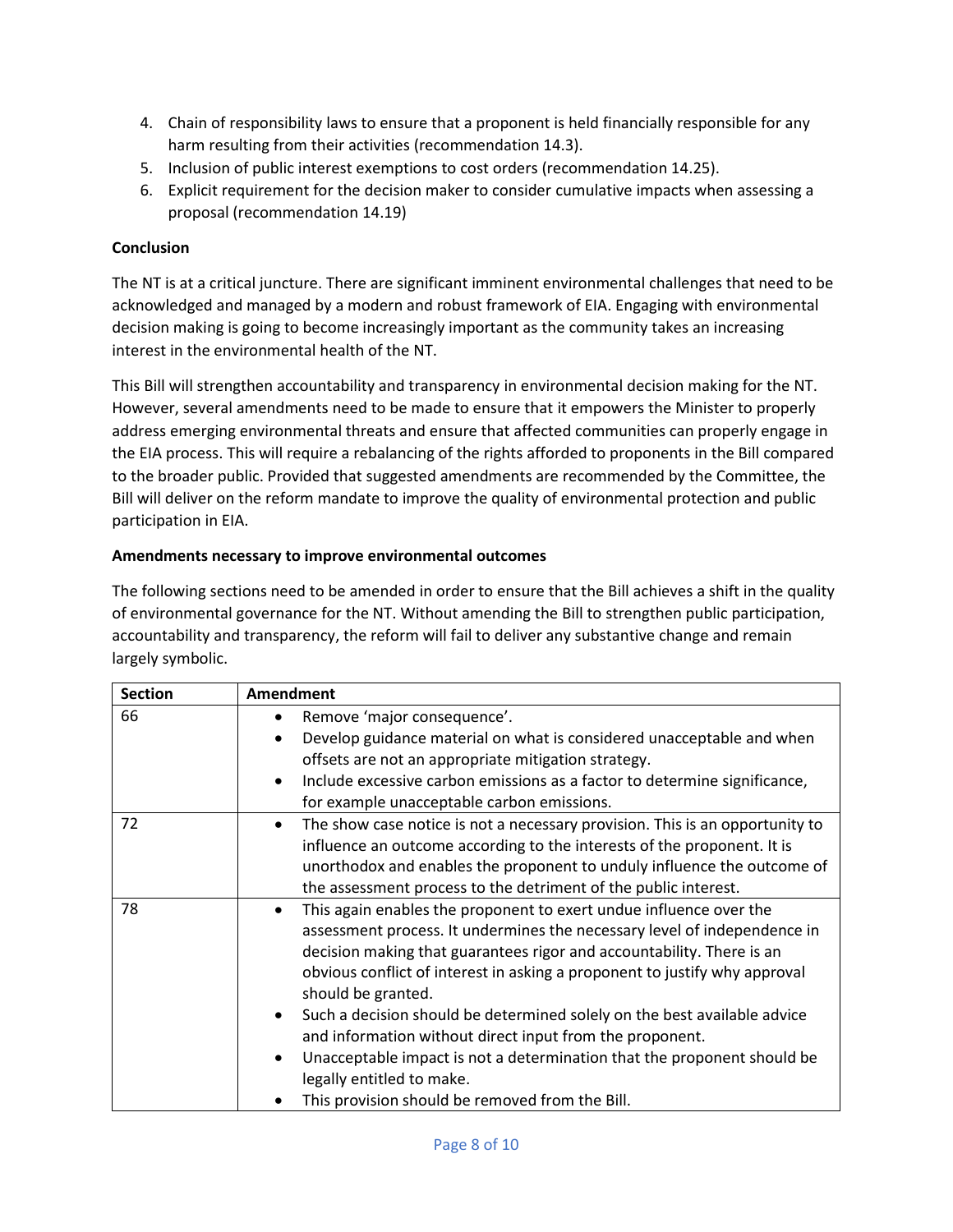4. Chain of responsibility laws to ensure that a proponent is held financially responsible for any harm resulting from their activities (recommendation 14.3).
5. Inclusion of public interest exemptions to cost orders (recommendation 14.25).
6. Explicit requirement for the decision maker to consider cumulative impacts when assessing a proposal (recommendation 14.19)

**Conclusion**

The NT is at a critical juncture. There are significant imminent environmental challenges that need to be acknowledged and managed by a modern and robust framework of EIA. Engaging with environmental decision making is going to become increasingly important as the community takes an increasing interest in the environmental health of the NT.

This Bill will strengthen accountability and transparency in environmental decision making for the NT. However, several amendments need to be made to ensure that it empowers the Minister to properly address emerging environmental threats and ensure that affected communities can properly engage in the EIA process. This will require a rebalancing of the rights afforded to proponents in the Bill compared to the broader public. Provided that suggested amendments are recommended by the Committee, the Bill will deliver on the reform mandate to improve the quality of environmental protection and public participation in EIA.

**Amendments necessary to improve environmental outcomes**

The following sections need to be amended in order to ensure that the Bill achieves a shift in the quality of environmental governance for the NT. Without amending the Bill to strengthen public participation, accountability and transparency, the reform will fail to deliver any substantive change and remain largely symbolic.

| Section | Amendment |
|---|---|
| 66 | • Remove 'major consequence'.<br>• Develop guidance material on what is considered unacceptable and when offsets are not an appropriate mitigation strategy.<br>• Include excessive carbon emissions as a factor to determine significance, for example unacceptable carbon emissions. |
| 72 | • The show case notice is not a necessary provision. This is an opportunity to influence an outcome according to the interests of the proponent. It is unorthodox and enables the proponent to unduly influence the outcome of the assessment process to the detriment of the public interest. |
| 78 | • This again enables the proponent to exert undue influence over the assessment process. It undermines the necessary level of independence in decision making that guarantees rigor and accountability. There is an obvious conflict of interest in asking a proponent to justify why approval should be granted.<br>• Such a decision should be determined solely on the best available advice and information without direct input from the proponent.<br>• Unacceptable impact is not a determination that the proponent should be legally entitled to make.<br>• This provision should be removed from the Bill. |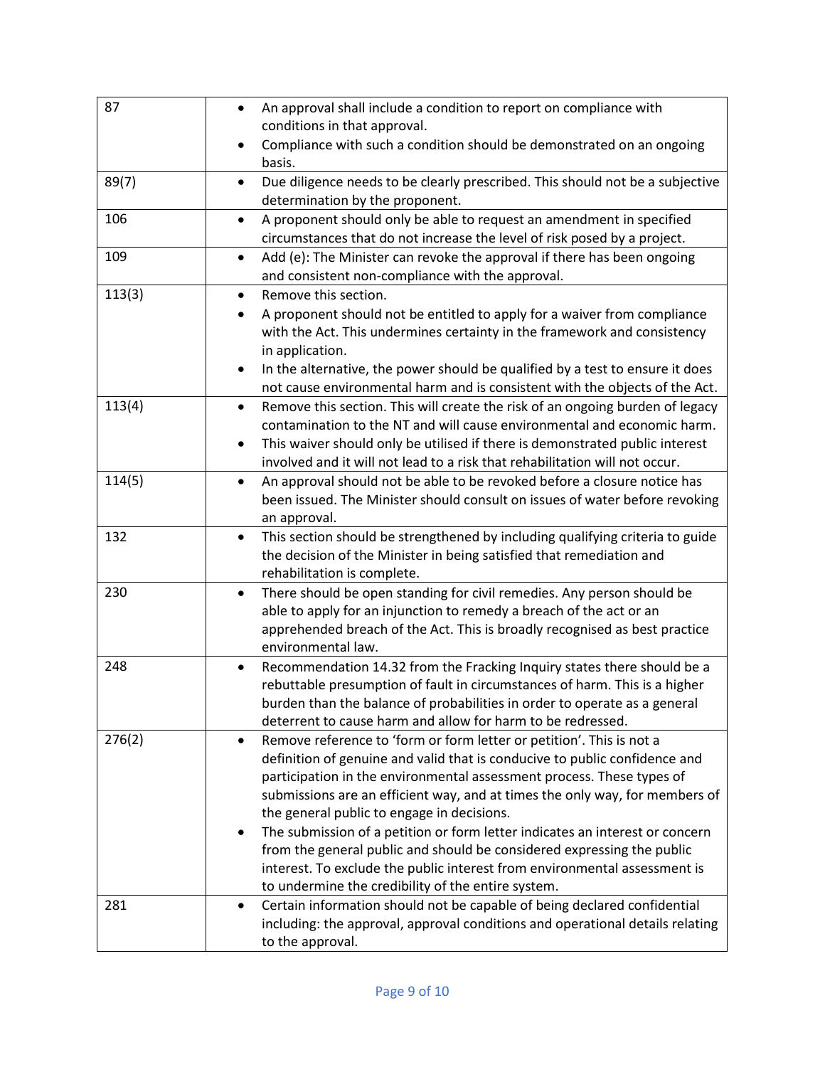| | |
|---|---|
| 87 | • An approval shall include a condition to report on compliance with conditions in that approval.<br>• Compliance with such a condition should be demonstrated on an ongoing basis. |
| 89(7) | • Due diligence needs to be clearly prescribed. This should not be a subjective determination by the proponent. |
| 106 | • A proponent should only be able to request an amendment in specified circumstances that do not increase the level of risk posed by a project. |
| 109 | • Add (e): The Minister can revoke the approval if there has been ongoing and consistent non-compliance with the approval. |
| 113(3) | • Remove this section.<br>• A proponent should not be entitled to apply for a waiver from compliance with the Act. This undermines certainty in the framework and consistency in application.<br>• In the alternative, the power should be qualified by a test to ensure it does not cause environmental harm and is consistent with the objects of the Act. |
| 113(4) | • Remove this section. This will create the risk of an ongoing burden of legacy contamination to the NT and will cause environmental and economic harm.<br>• This waiver should only be utilised if there is demonstrated public interest involved and it will not lead to a risk that rehabilitation will not occur. |
| 114(5) | • An approval should not be able to be revoked before a closure notice has been issued. The Minister should consult on issues of water before revoking an approval. |
| 132 | • This section should be strengthened by including qualifying criteria to guide the decision of the Minister in being satisfied that remediation and rehabilitation is complete. |
| 230 | • There should be open standing for civil remedies. Any person should be able to apply for an injunction to remedy a breach of the act or an apprehended breach of the Act. This is broadly recognised as best practice environmental law. |
| 248 | • Recommendation 14.32 from the Fracking Inquiry states there should be a rebuttable presumption of fault in circumstances of harm. This is a higher burden than the balance of probabilities in order to operate as a general deterrent to cause harm and allow for harm to be redressed. |
| 276(2) | • Remove reference to 'form or form letter or petition'. This is not a definition of genuine and valid that is conducive to public confidence and participation in the environmental assessment process. These types of submissions are an efficient way, and at times the only way, for members of the general public to engage in decisions.<br>• The submission of a petition or form letter indicates an interest or concern from the general public and should be considered expressing the public interest. To exclude the public interest from environmental assessment is to undermine the credibility of the entire system. |
| 281 | • Certain information should not be capable of being declared confidential including: the approval, approval conditions and operational details relating to the approval. |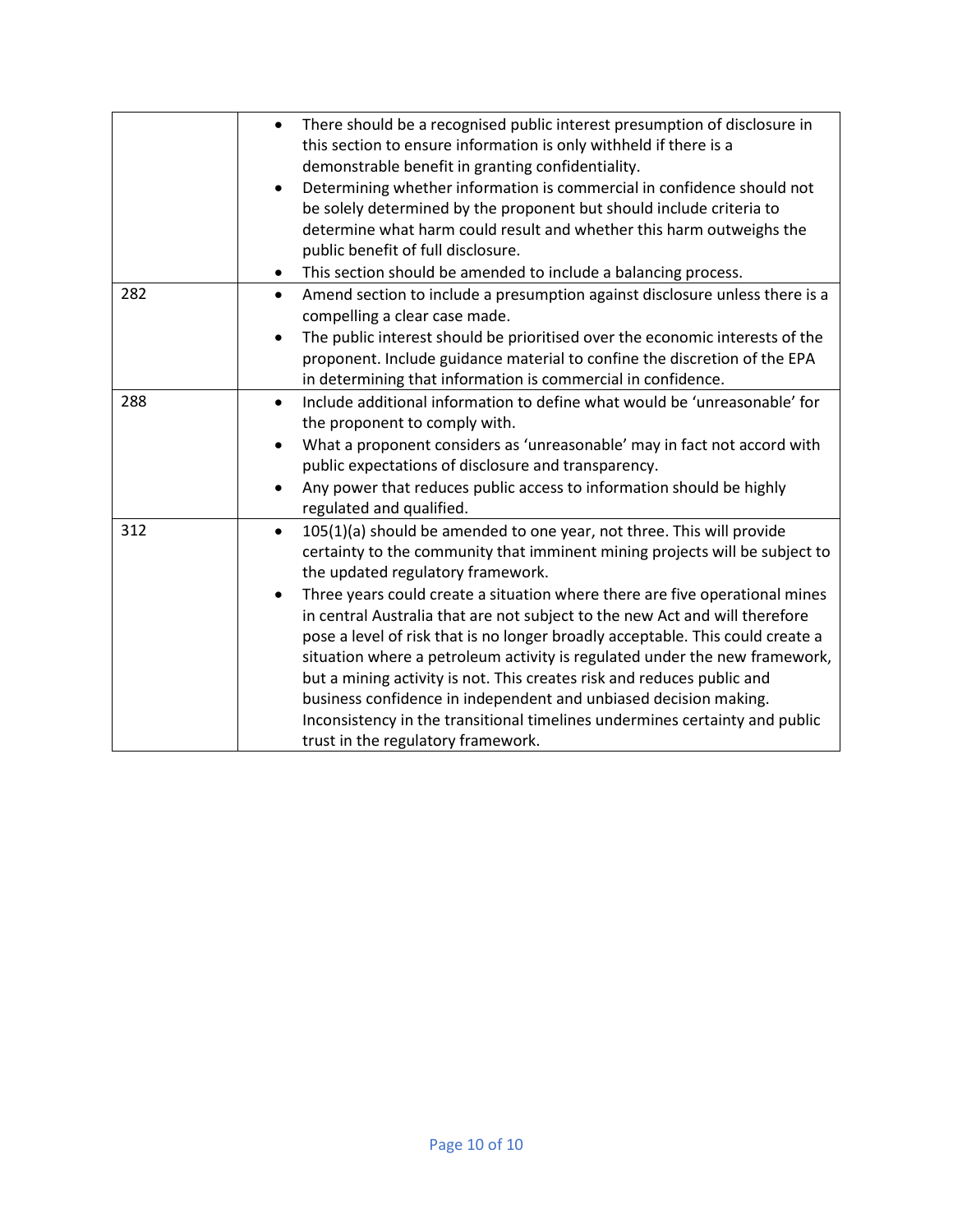| | |
|---|---|
| | • There should be a recognised public interest presumption of disclosure in this section to ensure information is only withheld if there is a demonstrable benefit in granting confidentiality.<br>• Determining whether information is commercial in confidence should not be solely determined by the proponent but should include criteria to determine what harm could result and whether this harm outweighs the public benefit of full disclosure.<br>• This section should be amended to include a balancing process. |
| 282 | • Amend section to include a presumption against disclosure unless there is a compelling a clear case made.<br>• The public interest should be prioritised over the economic interests of the proponent. Include guidance material to confine the discretion of the EPA in determining that information is commercial in confidence. |
| 288 | • Include additional information to define what would be 'unreasonable' for the proponent to comply with.<br>• What a proponent considers as 'unreasonable' may in fact not accord with public expectations of disclosure and transparency.<br>• Any power that reduces public access to information should be highly regulated and qualified. |
| 312 | • 105(1)(a) should be amended to one year, not three. This will provide certainty to the community that imminent mining projects will be subject to the updated regulatory framework.<br>• Three years could create a situation where there are five operational mines in central Australia that are not subject to the new Act and will therefore pose a level of risk that is no longer broadly acceptable. This could create a situation where a petroleum activity is regulated under the new framework, but a mining activity is not. This creates risk and reduces public and business confidence in independent and unbiased decision making. Inconsistency in the transitional timelines undermines certainty and public trust in the regulatory framework. |